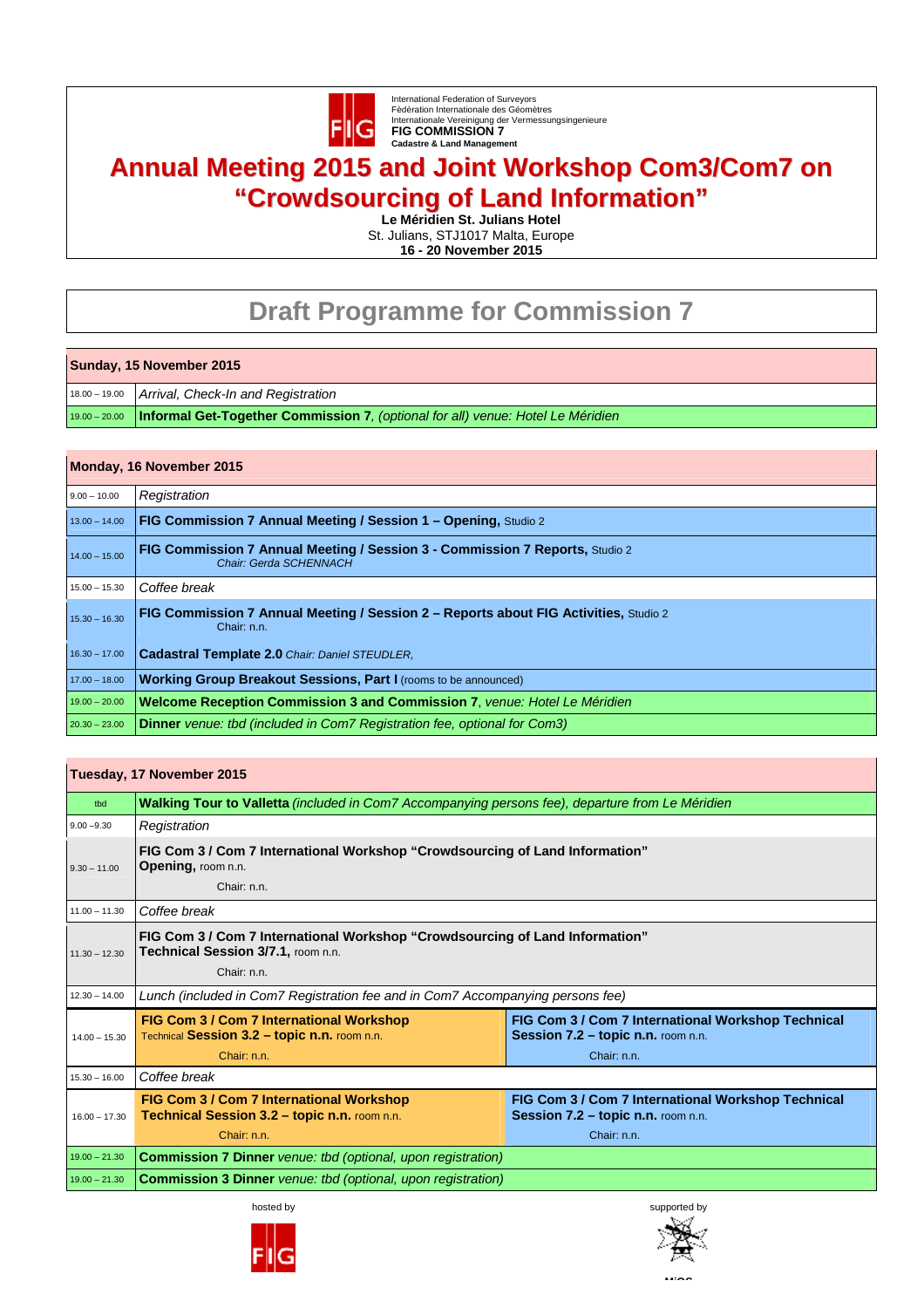International Federation of Surveyors
Fédération Internationale des Géomètres
Internationale Vereinigung der Vermessungsingenieure
**FIG COMMISSION 7**
**Cadastre & Land Management**

# Annual Meeting 2015 and Joint Workshop Com3/Com7 on "Crowdsourcing of Land Information"

**Le Méridien St. Julians Hotel**
St. Julians, STJ1017 Malta, Europe
**16 - 20 November 2015**

## Draft Programme for Commission 7

| Sunday, 15 November 2015 | |
|---|---|
| 18.00 – 19.00 | *Arrival, Check-In and Registration* |
| 19.00 – 20.00 | **Informal Get-Together Commission 7**, *(optional for all) venue: Hotel Le Méridien* |

| Monday, 16 November 2015 | |
|---|---|
| 9.00 – 10.00 | *Registration* |
| 13.00 – 14.00 | **FIG Commission 7 Annual Meeting / Session 1 – Opening,** Studio 2 |
| 14.00 – 15.00 | **FIG Commission 7 Annual Meeting / Session 3 - Commission 7 Reports,** Studio 2 *Chair: Gerda SCHENNACH* |
| 15.00 – 15.30 | *Coffee break* |
| 15.30 – 16.30 | **FIG Commission 7 Annual Meeting / Session 2 – Reports about FIG Activities,** Studio 2 Chair: n.n. |
| 16.30 – 17.00 | **Cadastral Template 2.0** *Chair: Daniel STEUDLER,* |
| 17.00 – 18.00 | **Working Group Breakout Sessions, Part I** (rooms to be announced) |
| 19.00 – 20.00 | **Welcome Reception Commission 3 and Commission 7**, *venue: Hotel Le Méridien* |
| 20.30 – 23.00 | **Dinner** *venue: tbd (included in Com7 Registration fee, optional for Com3)* |

| Tuesday, 17 November 2015 | | |
|---|---|---|
| tbd | **Walking Tour to Valletta** *(included in Com7 Accompanying persons fee), departure from Le Méridien* | |
| 9.00 –9.30 | *Registration* | |
| 9.30 – 11.00 | **FIG Com 3 / Com 7 International Workshop "Crowdsourcing of Land Information" Opening,** room n.n. Chair: n.n. | |
| 11.00 – 11.30 | *Coffee break* | |
| 11.30 – 12.30 | **FIG Com 3 / Com 7 International Workshop "Crowdsourcing of Land Information" Technical Session 3/7.1,** room n.n. Chair: n.n. | |
| 12.30 – 14.00 | *Lunch (included in Com7 Registration fee and in Com7 Accompanying persons fee)* | |
| 14.00 – 15.30 | **FIG Com 3 / Com 7 International Workshop** Technical **Session 3.2 – topic n.n.** room n.n. Chair: n.n. | **FIG Com 3 / Com 7 International Workshop Technical Session 7.2 – topic n.n.** room n.n. Chair: n.n. |
| 15.30 – 16.00 | *Coffee break* | |
| 16.00 – 17.30 | **FIG Com 3 / Com 7 International Workshop Technical Session 3.2 – topic n.n.** room n.n. Chair: n.n. | **FIG Com 3 / Com 7 International Workshop Technical Session 7.2 – topic n.n.** room n.n. Chair: n.n. |
| 19.00 – 21.30 | **Commission 7 Dinner** *venue: tbd (optional, upon registration)* | |
| 19.00 – 21.30 | **Commission 3 Dinner** *venue: tbd (optional, upon registration)* | |

hosted by

supported by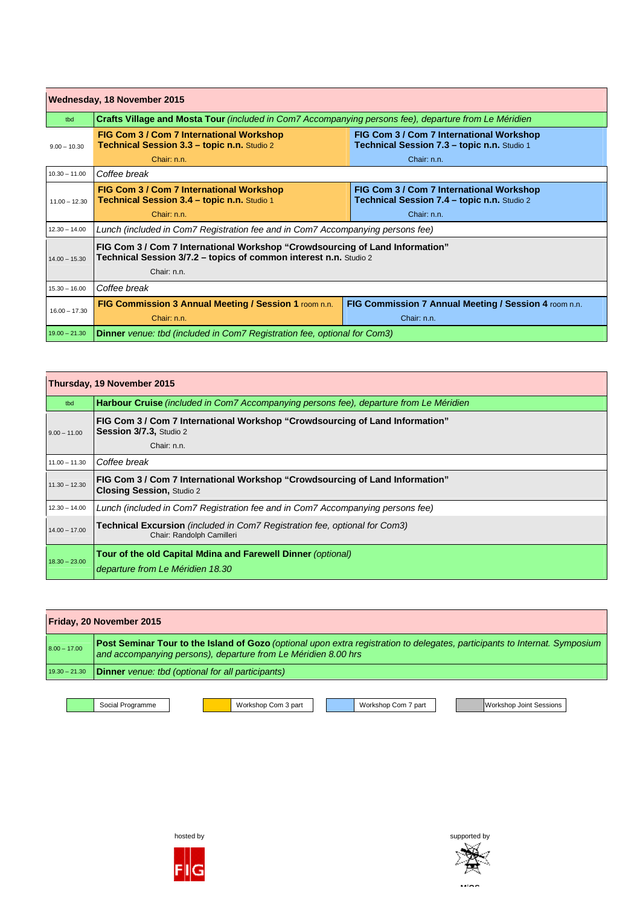| Wednesday, 18 November 2015 | | |
|---|---|---|
| tbd | **Crafts Village and Mosta Tour** *(included in Com7 Accompanying persons fee), departure from Le Méridien* | |
| 9.00 – 10.30 | **FIG Com 3 / Com 7 International Workshop**<br>**Technical Session 3.3 – topic n.n.** Studio 2<br>Chair: n.n. | **FIG Com 3 / Com 7 International Workshop**<br>**Technical Session 7.3 – topic n.n.** Studio 1<br>Chair: n.n. |
| 10.30 – 11.00 | *Coffee break* | |
| 11.00 – 12.30 | **FIG Com 3 / Com 7 International Workshop**<br>**Technical Session 3.4 – topic n.n.** Studio 1<br>Chair: n.n. | **FIG Com 3 / Com 7 International Workshop**<br>**Technical Session 7.4 – topic n.n.** Studio 2<br>Chair: n.n. |
| 12.30 – 14.00 | *Lunch (included in Com7 Registration fee and in Com7 Accompanying persons fee)* | |
| 14.00 – 15.30 | **FIG Com 3 / Com 7 International Workshop "Crowdsourcing of Land Information"**<br>**Technical Session 3/7.2 – topics of common interest n.n.** Studio 2<br>Chair: n.n. | |
| 15.30 – 16.00 | *Coffee break* | |
| 16.00 – 17.30 | **FIG Commission 3 Annual Meeting / Session 1** room n.n.<br>Chair: n.n. | **FIG Commission 7 Annual Meeting / Session 4** room n.n.<br>Chair: n.n. |
| 19.00 – 21.30 | **Dinner** *venue: tbd (included in Com7 Registration fee, optional for Com3)* | |

| Thursday, 19 November 2015 | |
|---|---|
| tbd | **Harbour Cruise** *(included in Com7 Accompanying persons fee), departure from Le Méridien* |
| 9.00 – 11.00 | **FIG Com 3 / Com 7 International Workshop "Crowdsourcing of Land Information"**<br>**Session 3/7.3,** Studio 2<br>Chair: n.n. |
| 11.00 – 11.30 | *Coffee break* |
| 11.30 – 12.30 | **FIG Com 3 / Com 7 International Workshop "Crowdsourcing of Land Information"**<br>**Closing Session,** Studio 2 |
| 12.30 – 14.00 | *Lunch (included in Com7 Registration fee and in Com7 Accompanying persons fee)* |
| 14.00 – 17.00 | **Technical Excursion** *(included in Com7 Registration fee, optional for Com3)*<br>Chair: Randolph Camilleri |
| 18.30 – 23.00 | **Tour of the old Capital Mdina and Farewell Dinner** *(optional)*<br>*departure from Le Méridien 18.30* |

| Friday, 20 November 2015 | |
|---|---|
| 8.00 – 17.00 | **Post Seminar Tour to the Island of Gozo** *(optional upon extra registration to delegates, participants to Internat. Symposium and accompanying persons), departure from Le Méridien 8.00 hrs* |
| 19.30 – 21.30 | **Dinner** *venue: tbd (optional for all participants)* |

Social Programme | Workshop Com 3 part | Workshop Com 7 part | Workshop Joint Sessions

hosted by

supported by